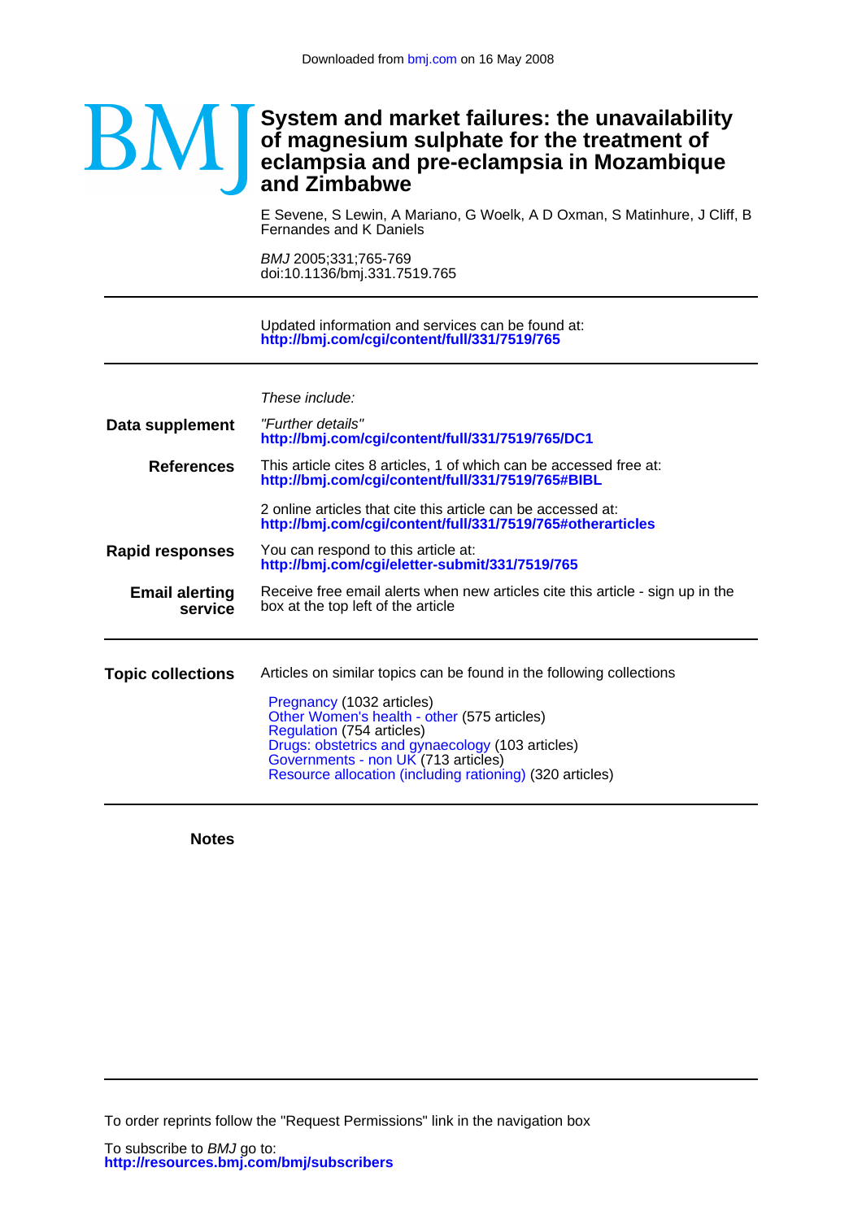Downloaded from bmj.com on 16 May 2008

BMJ

# System and market failures: the unavailability of magnesium sulphate for the treatment of eclampsia and pre-eclampsia in Mozambique and Zimbabwe

E Sevene, S Lewin, A Mariano, G Woelk, A D Oxman, S Matinhure, J Cliff, B Fernandes and K Daniels

*BMJ* 2005;331;765-769
doi:10.1136/bmj.331.7519.765

---

Updated information and services can be found at:
**http://bmj.com/cgi/content/full/331/7519/765**

---

*These include:*

**Data supplement**

"Further details"
**http://bmj.com/cgi/content/full/331/7519/765/DC1**

**References**

This article cites 8 articles, 1 of which can be accessed free at:
**http://bmj.com/cgi/content/full/331/7519/765#BIBL**

2 online articles that cite this article can be accessed at:
**http://bmj.com/cgi/content/full/331/7519/765#otherarticles**

**Rapid responses**

You can respond to this article at:
**http://bmj.com/cgi/eletter-submit/331/7519/765**

**Email alerting service**

Receive free email alerts when new articles cite this article - sign up in the box at the top left of the article

---

**Topic collections**

Articles on similar topics can be found in the following collections

Pregnancy (1032 articles)
Other Women's health - other (575 articles)
Regulation (754 articles)
Drugs: obstetrics and gynaecology (103 articles)
Governments - non UK (713 articles)
Resource allocation (including rationing) (320 articles)

---

**Notes**

---

To order reprints follow the "Request Permissions" link in the navigation box

To subscribe to *BMJ* go to:
**http://resources.bmj.com/bmj/subscribers**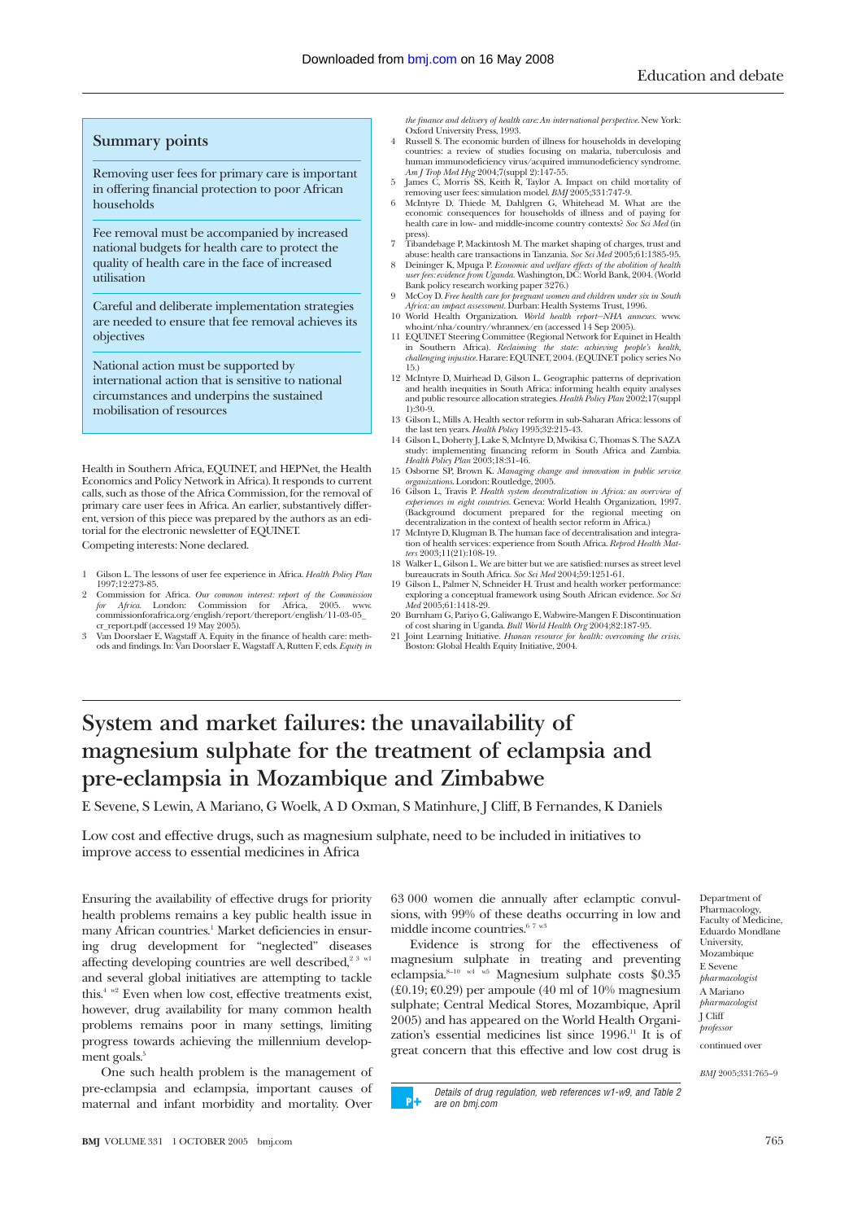## Summary points

Removing user fees for primary care is important in offering financial protection to poor African households

Fee removal must be accompanied by increased national budgets for health care to protect the quality of health care in the face of increased utilisation

Careful and deliberate implementation strategies are needed to ensure that fee removal achieves its objectives

National action must be supported by international action that is sensitive to national circumstances and underpins the sustained mobilisation of resources

Health in Southern Africa, EQUINET, and HEPNet, the Health Economics and Policy Network in Africa). It responds to current calls, such as those of the Africa Commission, for the removal of primary care user fees in Africa. An earlier, substantively different, version of this piece was prepared by the authors as an editorial for the electronic newsletter of EQUINET.

Competing interests: None declared.

1. Gilson L. The lessons of user fee experience in Africa. *Health Policy Plan* 1997;12:273-85.
2. Commission for Africa. *Our common interest: report of the Commission for Africa*. London: Commission for Africa, 2005. www.commissionforafrica.org/english/report/thereport/english/11-03-05_cr_report.pdf (accessed 19 May 2005).
3. Van Doorslaer E, Wagstaff A. Equity in the finance of health care: methods and findings. In: Van Doorslaer E, Wagstaff A, Rutten F, eds. *Equity in the finance and delivery of health care: An international perspective*. New York: Oxford University Press, 1993.
4. Russell S. The economic burden of illness for households in developing countries: a review of studies focusing on malaria, tuberculosis and human immunodeficiency virus/acquired immunodeficiency syndrome. *Am J Trop Med Hyg* 2004;7(suppl 2):147-55.
5. James C, Morris SS, Keith R, Taylor A. Impact on child mortality of removing user fees: simulation model. *BMJ* 2005;331:747-9.
6. McIntyre D, Thiede M, Dahlgren G, Whitehead M. What are the economic consequences for households of illness and of paying for health care in low- and middle-income country contexts? *Soc Sci Med* (in press).
7. Tibandebage P, Mackintosh M. The market shaping of charges, trust and abuse: health care transactions in Tanzania. *Soc Sci Med* 2005;61:1385-95.
8. Deininger K, Mpuga P. *Economic and welfare effects of the abolition of health user fees: evidence from Uganda*. Washington, DC: World Bank, 2004. (World Bank policy research working paper 3276.)
9. McCoy D. *Free health care for pregnant women and children under six in South Africa: an impact assessment*. Durban: Health Systems Trust, 1996.
10. World Health Organization. *World health report—NHA annexes*. www.who.int/nha/country/whrannex/en (accessed 14 Sep 2005).
11. EQUINET Steering Committee (Regional Network for Equinet in Health in Southern Africa). *Reclaiming the state: achieving people's health, challenging injustice*. Harare: EQUINET, 2004. (EQUINET policy series No 15.)
12. McIntyre D, Muirhead D, Gilson L. Geographic patterns of deprivation and health inequities in South Africa: informing health equity analyses and public resource allocation strategies. *Health Policy Plan* 2002;17(suppl 1):30-9.
13. Gilson L, Mills A. Health sector reform in sub-Saharan Africa: lessons of the last ten years. *Health Policy* 1995;32:215-43.
14. Gilson L, Doherty J, Lake S, McIntyre D, Mwikisa C, Thomas S. The SAZA study: implementing financing reform in South Africa and Zambia. *Health Policy Plan* 2003;18:31-46.
15. Osborne SP, Brown K. *Managing change and innovation in public service organizations*. London: Routledge, 2005.
16. Gilson L, Travis P. *Health system decentralization in Africa: an overview of experiences in eight countries*. Geneva: World Health Organization, 1997. (Background document prepared for the regional meeting on decentralization in the context of health sector reform in Africa.)
17. McIntyre D, Klugman B. The human face of decentralisation and integration of health services: experience from South Africa. *Reprod Health Matters* 2003;11(21):108-19.
18. Walker L, Gilson L. We are bitter but we are satisfied: nurses as street level bureaucrats in South Africa. *Soc Sci Med* 2004;59:1251-61.
19. Gilson L, Palmer N, Schneider H. Trust and health worker performance: exploring a conceptual framework using South African evidence. *Soc Sci Med* 2005;61:1418-29.
20. Burnham G, Pariyo G, Galiwango E, Wabwire-Mangen F. Discontinuation of cost sharing in Uganda. *Bull World Health Org* 2004;82:187-95.
21. Joint Learning Initiative. *Human resource for health: overcoming the crisis*. Boston: Global Health Equity Initiative, 2004.

# System and market failures: the unavailability of magnesium sulphate for the treatment of eclampsia and pre-eclampsia in Mozambique and Zimbabwe

E Sevene, S Lewin, A Mariano, G Woelk, A D Oxman, S Matinhure, J Cliff, B Fernandes, K Daniels

Low cost and effective drugs, such as magnesium sulphate, need to be included in initiatives to improve access to essential medicines in Africa

Department of Pharmacology, Faculty of Medicine, Eduardo Mondlane University, Mozambique
E Sevene *pharmacologist*
A Mariano *pharmacologist*
J Cliff *professor*

continued over

*BMJ* 2005;331:765–9

Ensuring the availability of effective drugs for priority health problems remains a key public health issue in many African countries.[1] Market deficiencies in ensuring drug development for "neglected" diseases affecting developing countries are well described,[2 3 w1] and several global initiatives are attempting to tackle this.[4 w2] Even when low cost, effective treatments exist, however, drug availability for many common health problems remains poor in many settings, limiting progress towards achieving the millennium development goals.[5]

One such health problem is the management of pre-eclampsia and eclampsia, important causes of maternal and infant morbidity and mortality. Over 63 000 women die annually after eclamptic convulsions, with 99% of these deaths occurring in low and middle income countries.[6 7 w3]

Evidence is strong for the effectiveness of magnesium sulphate in treating and preventing eclampsia.[8–10 w4 w5] Magnesium sulphate costs \$0.35 (£0.19; €0.29) per ampoule (40 ml of 10% magnesium sulphate; Central Medical Stores, Mozambique, April 2005) and has appeared on the World Health Organization's essential medicines list since 1996.[11] It is of great concern that this effective and low cost drug is

*Details of drug regulation, web references w1-w9, and Table 2 are on bmj.com*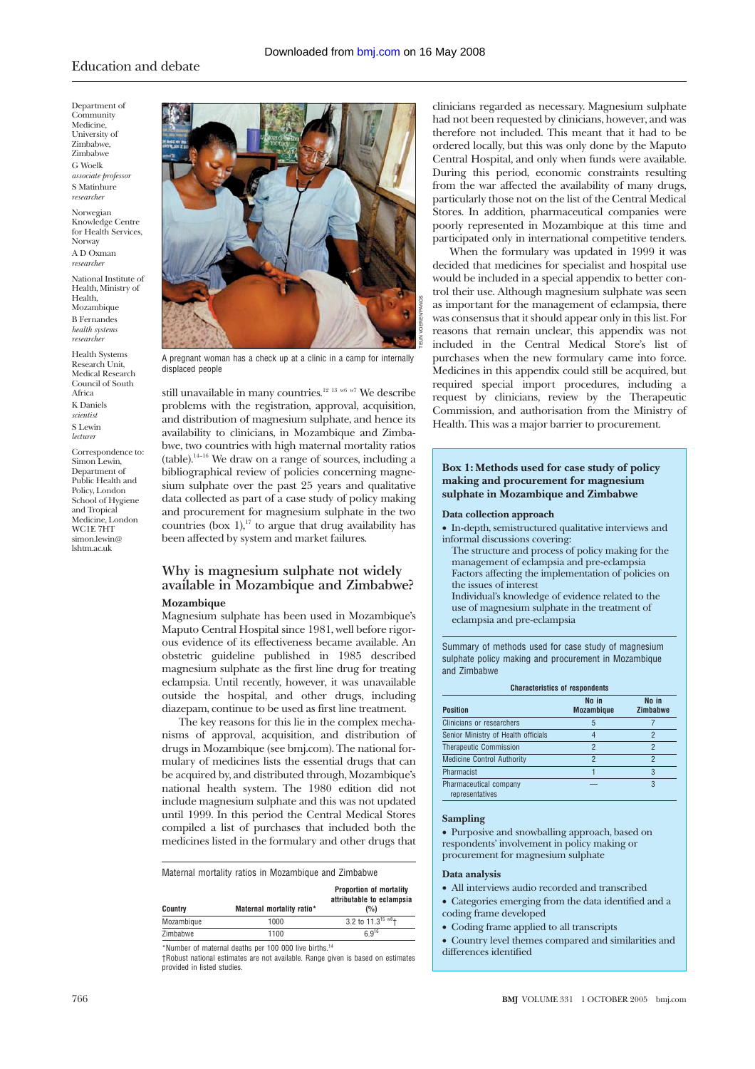Department of Community Medicine, University of Zimbabwe, Zimbabwe
G Woelk *associate professor*
S Matinhure *researcher*

Norwegian Knowledge Centre for Health Services, Norway
A D Oxman *researcher*

National Institute of Health, Ministry of Health, Mozambique
B Fernandes *health systems researcher*

Health Systems Research Unit, Medical Research Council of South Africa
K Daniels *scientist*
S Lewin *lecturer*

Correspondence to: Simon Lewin, Department of Public Health and Policy, London School of Hygiene and Tropical Medicine, London WC1E 7HT simon.lewin@lshtm.ac.uk

A pregnant woman has a check up at a clinic in a camp for internally displaced people

still unavailable in many countries.[12 13 w6 w7] We describe problems with the registration, approval, acquisition, and distribution of magnesium sulphate, and hence its availability to clinicians, in Mozambique and Zimbabwe, two countries with high maternal mortality ratios (table).[14–16] We draw on a range of sources, including a bibliographical review of policies concerning magnesium sulphate over the past 25 years and qualitative data collected as part of a case study of policy making and procurement for magnesium sulphate in the two countries (box 1),[17] to argue that drug availability has been affected by system and market failures.

## Why is magnesium sulphate not widely available in Mozambique and Zimbabwe?

### Mozambique

Magnesium sulphate has been used in Mozambique's Maputo Central Hospital since 1981, well before rigorous evidence of its effectiveness became available. An obstetric guideline published in 1985 described magnesium sulphate as the first line drug for treating eclampsia. Until recently, however, it was unavailable outside the hospital, and other drugs, including diazepam, continue to be used as first line treatment.

The key reasons for this lie in the complex mechanisms of approval, acquisition, and distribution of drugs in Mozambique (see bmj.com). The national formulary of medicines lists the essential drugs that can be acquired by, and distributed through, Mozambique's national health system. The 1980 edition did not include magnesium sulphate and this was not updated until 1999. In this period the Central Medical Stores compiled a list of purchases that included both the medicines listed in the formulary and other drugs that clinicians regarded as necessary. Magnesium sulphate had not been requested by clinicians, however, and was therefore not included. This meant that it had to be ordered locally, but this was only done by the Maputo Central Hospital, and only when funds were available. During this period, economic constraints resulting from the war affected the availability of many drugs, particularly those not on the list of the Central Medical Stores. In addition, pharmaceutical companies were poorly represented in Mozambique at this time and participated only in international competitive tenders.

When the formulary was updated in 1999 it was decided that medicines for specialist and hospital use would be included in a special appendix to better control their use. Although magnesium sulphate was seen as important for the management of eclampsia, there was consensus that it should appear only in this list. For reasons that remain unclear, this appendix was not included in the Central Medical Store's list of purchases when the new formulary came into force. Medicines in this appendix could still be acquired, but required special import procedures, including a request by clinicians, review by the Therapeutic Commission, and authorisation from the Ministry of Health. This was a major barrier to procurement.

Maternal mortality ratios in Mozambique and Zimbabwe

| Country | Maternal mortality ratio* | Proportion of mortality attributable to eclampsia (%) |
|---|---|---|
| Mozambique | 1000 | 3.2 to 11.3[15 w8]† |
| Zimbabwe | 1100 | 6.9[16] |

*Number of maternal deaths per 100 000 live births.[14]
†Robust national estimates are not available. Range given is based on estimates provided in listed studies.

**Box 1: Methods used for case study of policy making and procurement for magnesium sulphate in Mozambique and Zimbabwe**

**Data collection approach**

- In-depth, semistructured qualitative interviews and informal discussions covering:
  - The structure and process of policy making for the management of eclampsia and pre-eclampsia
  - Factors affecting the implementation of policies on the issues of interest
  - Individual's knowledge of evidence related to the use of magnesium sulphate in the treatment of eclampsia and pre-eclampsia

Summary of methods used for case study of magnesium sulphate policy making and procurement in Mozambique and Zimbabwe

Characteristics of respondents

| Position | No in Mozambique | No in Zimbabwe |
|---|---|---|
| Clinicians or researchers | 5 | 7 |
| Senior Ministry of Health officials | 4 | 2 |
| Therapeutic Commission | 2 | 2 |
| Medicine Control Authority | 2 | 2 |
| Pharmacist | 1 | 3 |
| Pharmaceutical company representatives | — | 3 |

**Sampling**

- Purposive and snowballing approach, based on respondents' involvement in policy making or procurement for magnesium sulphate

**Data analysis**

- All interviews audio recorded and transcribed
- Categories emerging from the data identified and a coding frame developed
- Coding frame applied to all transcripts
- Country level themes compared and similarities and differences identified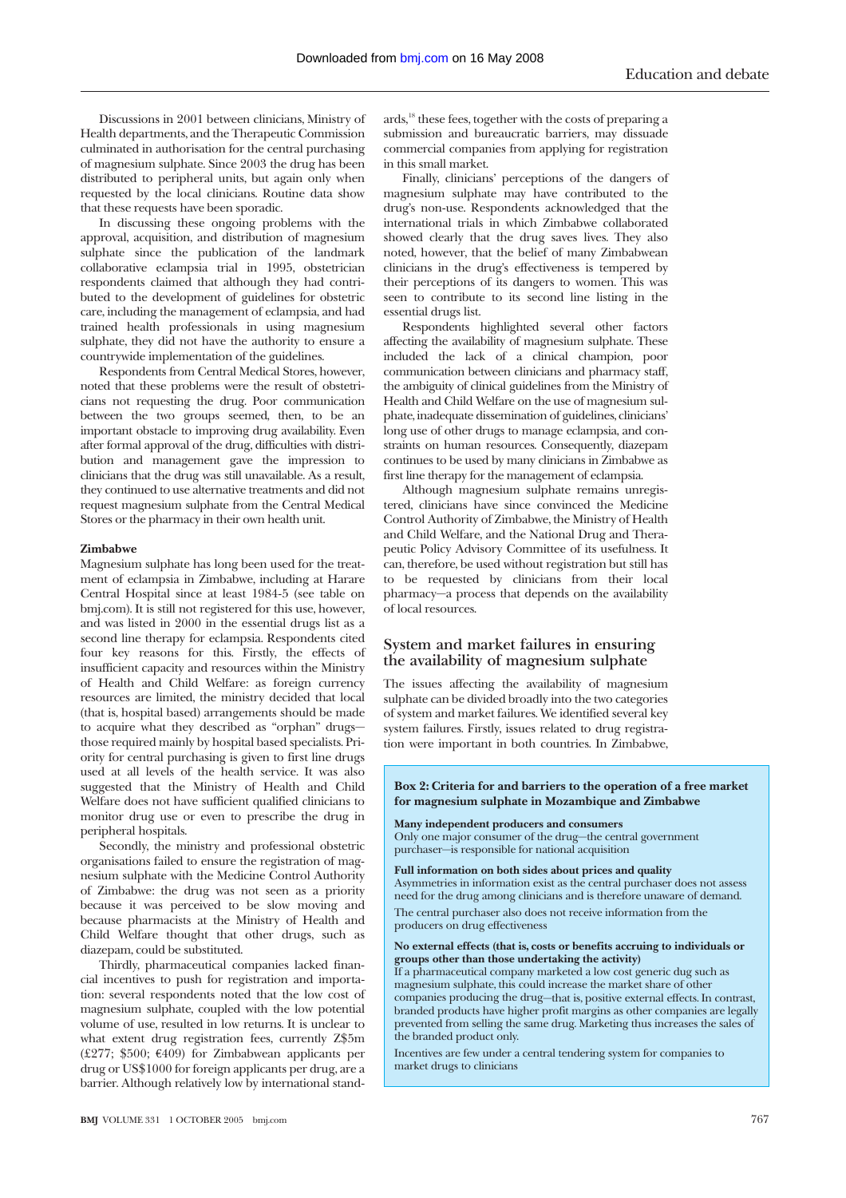Discussions in 2001 between clinicians, Ministry of Health departments, and the Therapeutic Commission culminated in authorisation for the central purchasing of magnesium sulphate. Since 2003 the drug has been distributed to peripheral units, but again only when requested by the local clinicians. Routine data show that these requests have been sporadic.

In discussing these ongoing problems with the approval, acquisition, and distribution of magnesium sulphate since the publication of the landmark collaborative eclampsia trial in 1995, obstetrician respondents claimed that although they had contributed to the development of guidelines for obstetric care, including the management of eclampsia, and had trained health professionals in using magnesium sulphate, they did not have the authority to ensure a countrywide implementation of the guidelines.

Respondents from Central Medical Stores, however, noted that these problems were the result of obstetricians not requesting the drug. Poor communication between the two groups seemed, then, to be an important obstacle to improving drug availability. Even after formal approval of the drug, difficulties with distribution and management gave the impression to clinicians that the drug was still unavailable. As a result, they continued to use alternative treatments and did not request magnesium sulphate from the Central Medical Stores or the pharmacy in their own health unit.

#### Zimbabwe

Magnesium sulphate has long been used for the treatment of eclampsia in Zimbabwe, including at Harare Central Hospital since at least 1984-5 (see table on bmj.com). It is still not registered for this use, however, and was listed in 2000 in the essential drugs list as a second line therapy for eclampsia. Respondents cited four key reasons for this. Firstly, the effects of insufficient capacity and resources within the Ministry of Health and Child Welfare: as foreign currency resources are limited, the ministry decided that local (that is, hospital based) arrangements should be made to acquire what they described as "orphan" drugs—those required mainly by hospital based specialists. Priority for central purchasing is given to first line drugs used at all levels of the health service. It was also suggested that the Ministry of Health and Child Welfare does not have sufficient qualified clinicians to monitor drug use or even to prescribe the drug in peripheral hospitals.

Secondly, the ministry and professional obstetric organisations failed to ensure the registration of magnesium sulphate with the Medicine Control Authority of Zimbabwe: the drug was not seen as a priority because it was perceived to be slow moving and because pharmacists at the Ministry of Health and Child Welfare thought that other drugs, such as diazepam, could be substituted.

Thirdly, pharmaceutical companies lacked financial incentives to push for registration and importation: several respondents noted that the low cost of magnesium sulphate, coupled with the low potential volume of use, resulted in low returns. It is unclear to what extent drug registration fees, currently Z$5m (£277; $500; €409) for Zimbabwean applicants per drug or US$1000 for foreign applicants per drug, are a barrier. Although relatively low by international standards,[18] these fees, together with the costs of preparing a submission and bureaucratic barriers, may dissuade commercial companies from applying for registration in this small market.

Finally, clinicians' perceptions of the dangers of magnesium sulphate may have contributed to the drug's non-use. Respondents acknowledged that the international trials in which Zimbabwe collaborated showed clearly that the drug saves lives. They also noted, however, that the belief of many Zimbabwean clinicians in the drug's effectiveness is tempered by their perceptions of its dangers to women. This was seen to contribute to its second line listing in the essential drugs list.

Respondents highlighted several other factors affecting the availability of magnesium sulphate. These included the lack of a clinical champion, poor communication between clinicians and pharmacy staff, the ambiguity of clinical guidelines from the Ministry of Health and Child Welfare on the use of magnesium sulphate, inadequate dissemination of guidelines, clinicians' long use of other drugs to manage eclampsia, and constraints on human resources. Consequently, diazepam continues to be used by many clinicians in Zimbabwe as first line therapy for the management of eclampsia.

Although magnesium sulphate remains unregistered, clinicians have since convinced the Medicine Control Authority of Zimbabwe, the Ministry of Health and Child Welfare, and the National Drug and Therapeutic Policy Advisory Committee of its usefulness. It can, therefore, be used without registration but still has to be requested by clinicians from their local pharmacy—a process that depends on the availability of local resources.

## System and market failures in ensuring the availability of magnesium sulphate

The issues affecting the availability of magnesium sulphate can be divided broadly into the two categories of system and market failures. We identified several key system failures. Firstly, issues related to drug registration were important in both countries. In Zimbabwe,

**Box 2: Criteria for and barriers to the operation of a free market for magnesium sulphate in Mozambique and Zimbabwe**

**Many independent producers and consumers**
Only one major consumer of the drug—the central government purchaser—is responsible for national acquisition

**Full information on both sides about prices and quality**
Asymmetries in information exist as the central purchaser does not assess need for the drug among clinicians and is therefore unaware of demand.

The central purchaser also does not receive information from the producers on drug effectiveness

**No external effects (that is, costs or benefits accruing to individuals or groups other than those undertaking the activity)**
If a pharmaceutical company marketed a low cost generic dug such as magnesium sulphate, this could increase the market share of other companies producing the drug—that is, positive external effects. In contrast, branded products have higher profit margins as other companies are legally prevented from selling the same drug. Marketing thus increases the sales of the branded product only.

Incentives are few under a central tendering system for companies to market drugs to clinicians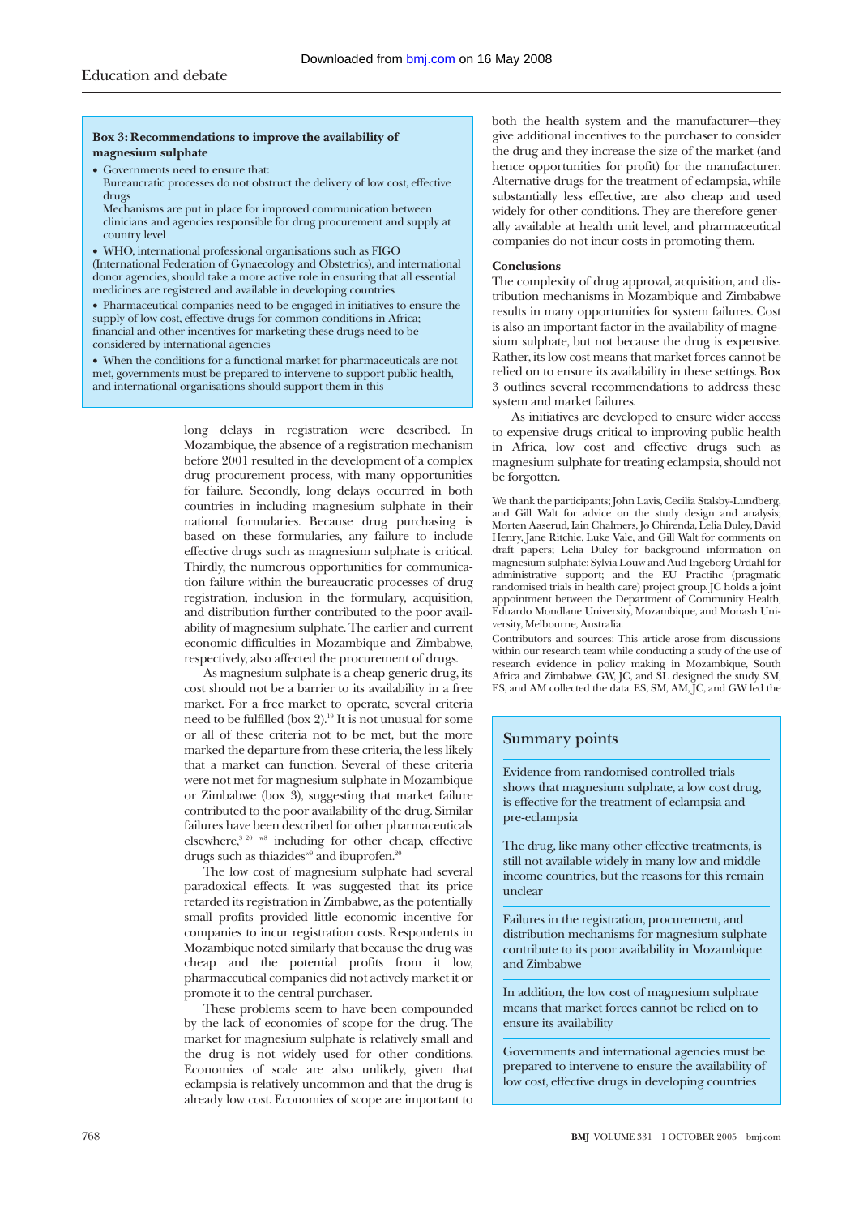### Box 3: Recommendations to improve the availability of magnesium sulphate

- Governments need to ensure that:
  Bureaucratic processes do not obstruct the delivery of low cost, effective drugs
  Mechanisms are put in place for improved communication between clinicians and agencies responsible for drug procurement and supply at country level
- WHO, international professional organisations such as FIGO (International Federation of Gynaecology and Obstetrics), and international donor agencies, should take a more active role in ensuring that all essential medicines are registered and available in developing countries
- Pharmaceutical companies need to be engaged in initiatives to ensure the supply of low cost, effective drugs for common conditions in Africa; financial and other incentives for marketing these drugs need to be considered by international agencies
- When the conditions for a functional market for pharmaceuticals are not met, governments must be prepared to intervene to support public health, and international organisations should support them in this

long delays in registration were described. In Mozambique, the absence of a registration mechanism before 2001 resulted in the development of a complex drug procurement process, with many opportunities for failure. Secondly, long delays occurred in both countries in including magnesium sulphate in their national formularies. Because drug purchasing is based on these formularies, any failure to include effective drugs such as magnesium sulphate is critical. Thirdly, the numerous opportunities for communication failure within the bureaucratic processes of drug registration, inclusion in the formulary, acquisition, and distribution further contributed to the poor availability of magnesium sulphate. The earlier and current economic difficulties in Mozambique and Zimbabwe, respectively, also affected the procurement of drugs.

As magnesium sulphate is a cheap generic drug, its cost should not be a barrier to its availability in a free market. For a free market to operate, several criteria need to be fulfilled (box 2).[19] It is not unusual for some or all of these criteria not to be met, but the more marked the departure from these criteria, the less likely that a market can function. Several of these criteria were not met for magnesium sulphate in Mozambique or Zimbabwe (box 3), suggesting that market failure contributed to the poor availability of the drug. Similar failures have been described for other pharmaceuticals elsewhere,[3 20 w8] including for other cheap, effective drugs such as thiazides[w9] and ibuprofen.[20]

The low cost of magnesium sulphate had several paradoxical effects. It was suggested that its price retarded its registration in Zimbabwe, as the potentially small profits provided little economic incentive for companies to incur registration costs. Respondents in Mozambique noted similarly that because the drug was cheap and the potential profits from it low, pharmaceutical companies did not actively market it or promote it to the central purchaser.

These problems seem to have been compounded by the lack of economies of scope for the drug. The market for magnesium sulphate is relatively small and the drug is not widely used for other conditions. Economies of scale are also unlikely, given that eclampsia is relatively uncommon and that the drug is already low cost. Economies of scope are important to both the health system and the manufacturer—they give additional incentives to the purchaser to consider the drug and they increase the size of the market (and hence opportunities for profit) for the manufacturer. Alternative drugs for the treatment of eclampsia, while substantially less effective, are also cheap and used widely for other conditions. They are therefore generally available at health unit level, and pharmaceutical companies do not incur costs in promoting them.

#### Conclusions

The complexity of drug approval, acquisition, and distribution mechanisms in Mozambique and Zimbabwe results in many opportunities for system failures. Cost is also an important factor in the availability of magnesium sulphate, but not because the drug is expensive. Rather, its low cost means that market forces cannot be relied on to ensure its availability in these settings. Box 3 outlines several recommendations to address these system and market failures.

As initiatives are developed to ensure wider access to expensive drugs critical to improving public health in Africa, low cost and effective drugs such as magnesium sulphate for treating eclampsia, should not be forgotten.

We thank the participants; John Lavis, Cecilia Stalsby-Lundberg, and Gill Walt for advice on the study design and analysis; Morten Aaserud, Iain Chalmers, Jo Chirenda, Lelia Duley, David Henry, Jane Ritchie, Luke Vale, and Gill Walt for comments on draft papers; Lelia Duley for background information on magnesium sulphate; Sylvia Louw and Aud Ingeborg Urdahl for administrative support; and the EU Practihc (pragmatic randomised trials in health care) project group. JC holds a joint appointment between the Department of Community Health, Eduardo Mondlane University, Mozambique, and Monash University, Melbourne, Australia.

Contributors and sources: This article arose from discussions within our research team while conducting a study of the use of research evidence in policy making in Mozambique, South Africa and Zimbabwe. GW, JC, and SL designed the study. SM, ES, and AM collected the data. ES, SM, AM, JC, and GW led the

### Summary points

Evidence from randomised controlled trials shows that magnesium sulphate, a low cost drug, is effective for the treatment of eclampsia and pre-eclampsia

The drug, like many other effective treatments, is still not available widely in many low and middle income countries, but the reasons for this remain unclear

Failures in the registration, procurement, and distribution mechanisms for magnesium sulphate contribute to its poor availability in Mozambique and Zimbabwe

In addition, the low cost of magnesium sulphate means that market forces cannot be relied on to ensure its availability

Governments and international agencies must be prepared to intervene to ensure the availability of low cost, effective drugs in developing countries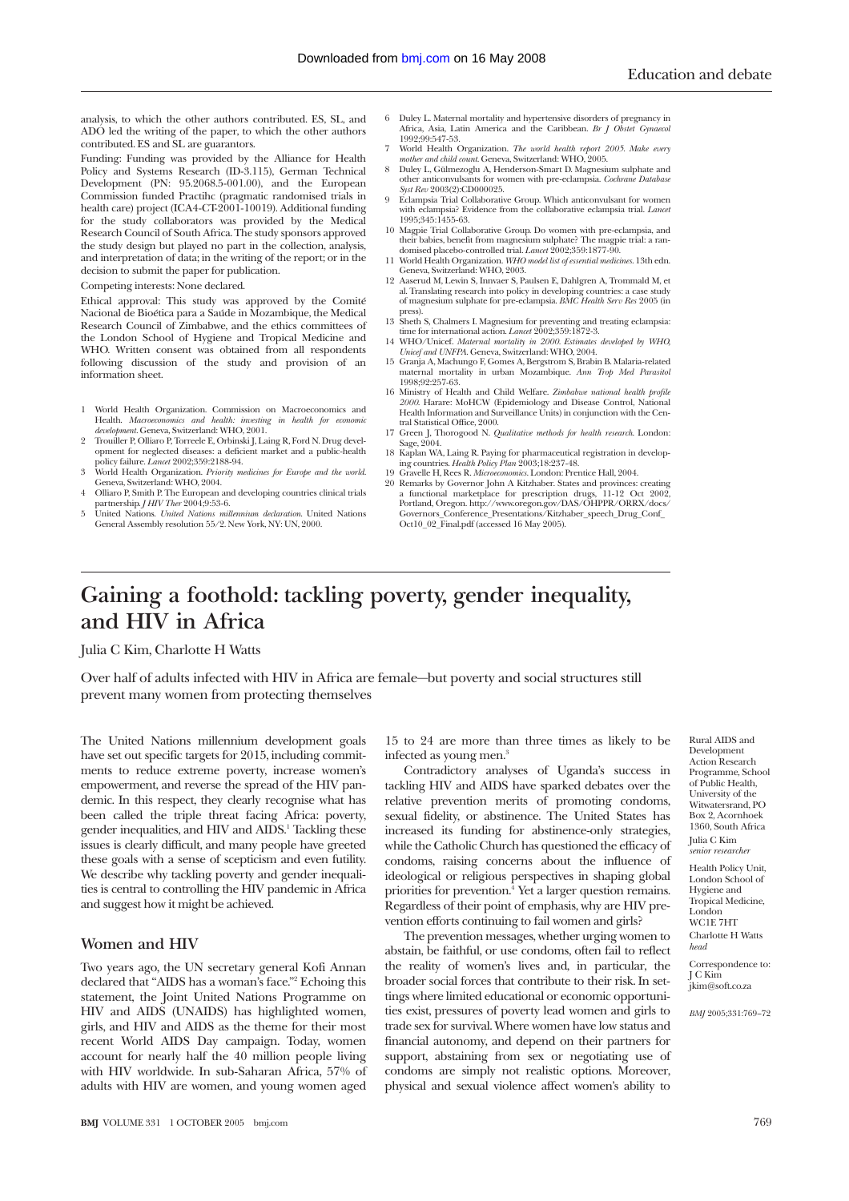analysis, to which the other authors contributed. ES, SL, and ADO led the writing of the paper, to which the other authors contributed. ES and SL are guarantors.

Funding: Funding was provided by the Alliance for Health Policy and Systems Research (ID-3.115), German Technical Development (PN: 95.2068.5-001.00), and the European Commission funded Practihc (pragmatic randomised trials in health care) project (ICA4-CT-2001-10019). Additional funding for the study collaborators was provided by the Medical Research Council of South Africa. The study sponsors approved the study design but played no part in the collection, analysis, and interpretation of data; in the writing of the report; or in the decision to submit the paper for publication.

Competing interests: None declared.

Ethical approval: This study was approved by the Comité Nacional de Bioética para a Saúde in Mozambique, the Medical Research Council of Zimbabwe, and the ethics committees of the London School of Hygiene and Tropical Medicine and WHO. Written consent was obtained from all respondents following discussion of the study and provision of an information sheet.

1. World Health Organization. Commission on Macroeconomics and Health. *Macroeconomics and health: investing in health for economic development*. Geneva, Switzerland: WHO, 2001.
2. Trouiller P, Olliaro P, Torreele E, Orbinski J, Laing R, Ford N. Drug development for neglected diseases: a deficient market and a public-health policy failure. *Lancet* 2002;359:2188-94.
3. World Health Organization. *Priority medicines for Europe and the world*. Geneva, Switzerland: WHO, 2004.
4. Olliaro P, Smith P. The European and developing countries clinical trials partnership. *J HIV Ther* 2004;9:53-6.
5. United Nations. *United Nations millennium declaration*. United Nations General Assembly resolution 55/2. New York, NY: UN, 2000.
6. Duley L. Maternal mortality and hypertensive disorders of pregnancy in Africa, Asia, Latin America and the Caribbean. *Br J Obstet Gynaecol* 1992;99:547-53.
7. World Health Organization. *The world health report 2005. Make every mother and child count*. Geneva, Switzerland: WHO, 2005.
8. Duley L, Gülmezoglu A, Henderson-Smart D. Magnesium sulphate and other anticonvulsants for women with pre-eclampsia. *Cochrane Database Syst Rev* 2003(2):CD000025.
9. Eclampsia Trial Collaborative Group. Which anticonvulsant for women with eclampsia? Evidence from the collaborative eclampsia trial. *Lancet* 1995;345:1455-63.
10. Magpie Trial Collaborative Group. Do women with pre-eclampsia, and their babies, benefit from magnesium sulphate? The magpie trial: a randomised placebo-controlled trial. *Lancet* 2002;359:1877-90.
11. World Health Organization. *WHO model list of essential medicines*. 13th edn. Geneva, Switzerland: WHO, 2003.
12. Aaserud M, Lewin S, Innvaer S, Paulsen E, Dahlgren A, Trommald M, et al. Translating research into policy in developing countries: a case study of magnesium sulphate for pre-eclampsia. *BMC Health Serv Res* 2005 (in press).
13. Sheth S, Chalmers I. Magnesium for preventing and treating eclampsia: time for international action. *Lancet* 2002;359:1872-3.
14. WHO/Unicef. *Maternal mortality in 2000. Estimates developed by WHO, Unicef and UNFPA*. Geneva, Switzerland: WHO, 2004.
15. Granja A, Machungo F, Gomes A, Bergstrom S, Brabin B. Malaria-related maternal mortality in urban Mozambique. *Ann Trop Med Parasitol* 1998;92:257-63.
16. Ministry of Health and Child Welfare. *Zimbabwe national health profile 2000*. Harare: MoHCW (Epidemiology and Disease Control, National Health Information and Surveillance Units) in conjunction with the Central Statistical Office, 2000.
17. Green J, Thorogood N. *Qualitative methods for health research*. London: Sage, 2004.
18. Kaplan WA, Laing R. Paying for pharmaceutical registration in developing countries. *Health Policy Plan* 2003;18:237-48.
19. Gravelle H, Rees R. *Microeconomics*. London: Prentice Hall, 2004.
20. Remarks by Governor John A Kitzhaber. States and provinces: creating a functional marketplace for prescription drugs, 11-12 Oct 2002, Portland, Oregon. http://www.oregon.gov/DAS/OHPPR/ORRX/docs/Governors_Conference_Presentations/Kitzhaber_speech_Drug_Conf_Oct10_02_Final.pdf (accessed 16 May 2005).

# Gaining a foothold: tackling poverty, gender inequality, and HIV in Africa

Julia C Kim, Charlotte H Watts

Over half of adults infected with HIV in Africa are female—but poverty and social structures still prevent many women from protecting themselves

Rural AIDS and Development Action Research Programme, School of Public Health, University of the Witwatersrand, PO Box 2, Acornhoek 1360, South Africa
Julia C Kim *senior researcher*

Health Policy Unit, London School of Hygiene and Tropical Medicine, London WC1E 7HT
Charlotte H Watts *head*

Correspondence to: J C Kim jkim@soft.co.za

*BMJ* 2005;331:769–72

The United Nations millennium development goals have set out specific targets for 2015, including commitments to reduce extreme poverty, increase women's empowerment, and reverse the spread of the HIV pandemic. In this respect, they clearly recognise what has been called the triple threat facing Africa: poverty, gender inequalities, and HIV and AIDS.[1] Tackling these issues is clearly difficult, and many people have greeted these goals with a sense of scepticism and even futility. We describe why tackling poverty and gender inequalities is central to controlling the HIV pandemic in Africa and suggest how it might be achieved.

## Women and HIV

Two years ago, the UN secretary general Kofi Annan declared that "AIDS has a woman's face."[2] Echoing this statement, the Joint United Nations Programme on HIV and AIDS (UNAIDS) has highlighted women, girls, and HIV and AIDS as the theme for their most recent World AIDS Day campaign. Today, women account for nearly half the 40 million people living with HIV worldwide. In sub-Saharan Africa, 57% of adults with HIV are women, and young women aged 15 to 24 are more than three times as likely to be infected as young men.[3]

Contradictory analyses of Uganda's success in tackling HIV and AIDS have sparked debates over the relative prevention merits of promoting condoms, sexual fidelity, or abstinence. The United States has increased its funding for abstinence-only strategies, while the Catholic Church has questioned the efficacy of condoms, raising concerns about the influence of ideological or religious perspectives in shaping global priorities for prevention.[4] Yet a larger question remains. Regardless of their point of emphasis, why are HIV prevention efforts continuing to fail women and girls?

The prevention messages, whether urging women to abstain, be faithful, or use condoms, often fail to reflect the reality of women's lives and, in particular, the broader social forces that contribute to their risk. In settings where limited educational or economic opportunities exist, pressures of poverty lead women and girls to trade sex for survival. Where women have low status and financial autonomy, and depend on their partners for support, abstaining from sex or negotiating use of condoms are simply not realistic options. Moreover, physical and sexual violence affect women's ability to